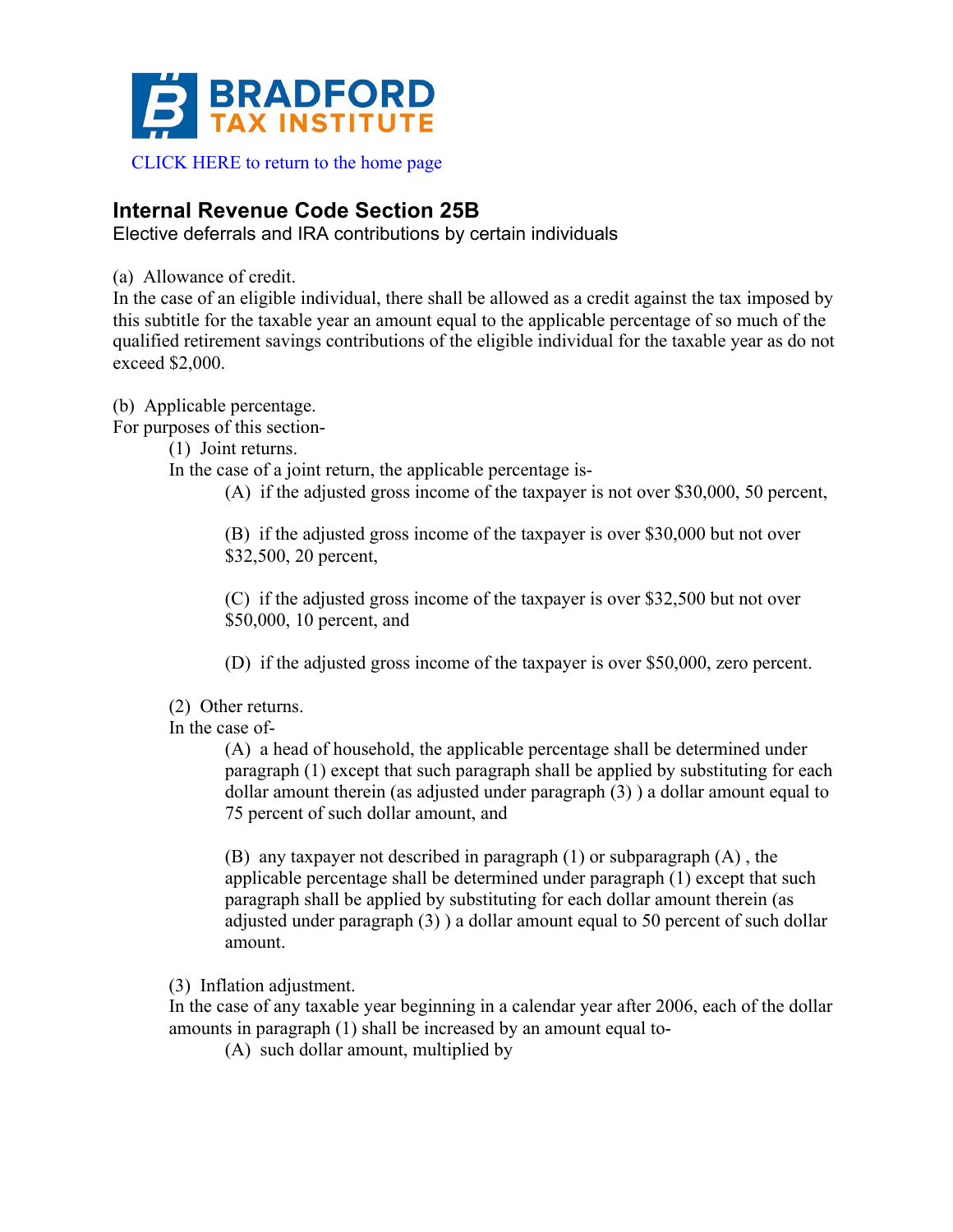BRADFORD TAX INSTITUTE

CLICK HERE to return to the home page

## Internal Revenue Code Section 25B

Elective deferrals and IRA contributions by certain individuals

(a) Allowance of credit.

In the case of an eligible individual, there shall be allowed as a credit against the tax imposed by this subtitle for the taxable year an amount equal to the applicable percentage of so much of the qualified retirement savings contributions of the eligible individual for the taxable year as do not exceed $2,000.

(b) Applicable percentage.

For purposes of this section-

(1) Joint returns.

In the case of a joint return, the applicable percentage is-

(A) if the adjusted gross income of the taxpayer is not over $30,000, 50 percent,

(B) if the adjusted gross income of the taxpayer is over $30,000 but not over $32,500, 20 percent,

(C) if the adjusted gross income of the taxpayer is over $32,500 but not over $50,000, 10 percent, and

(D) if the adjusted gross income of the taxpayer is over $50,000, zero percent.

(2) Other returns.

In the case of-

(A) a head of household, the applicable percentage shall be determined under paragraph (1) except that such paragraph shall be applied by substituting for each dollar amount therein (as adjusted under paragraph (3) ) a dollar amount equal to 75 percent of such dollar amount, and

(B) any taxpayer not described in paragraph (1) or subparagraph (A) , the applicable percentage shall be determined under paragraph (1) except that such paragraph shall be applied by substituting for each dollar amount therein (as adjusted under paragraph (3) ) a dollar amount equal to 50 percent of such dollar amount.

(3) Inflation adjustment.

In the case of any taxable year beginning in a calendar year after 2006, each of the dollar amounts in paragraph (1) shall be increased by an amount equal to-

(A) such dollar amount, multiplied by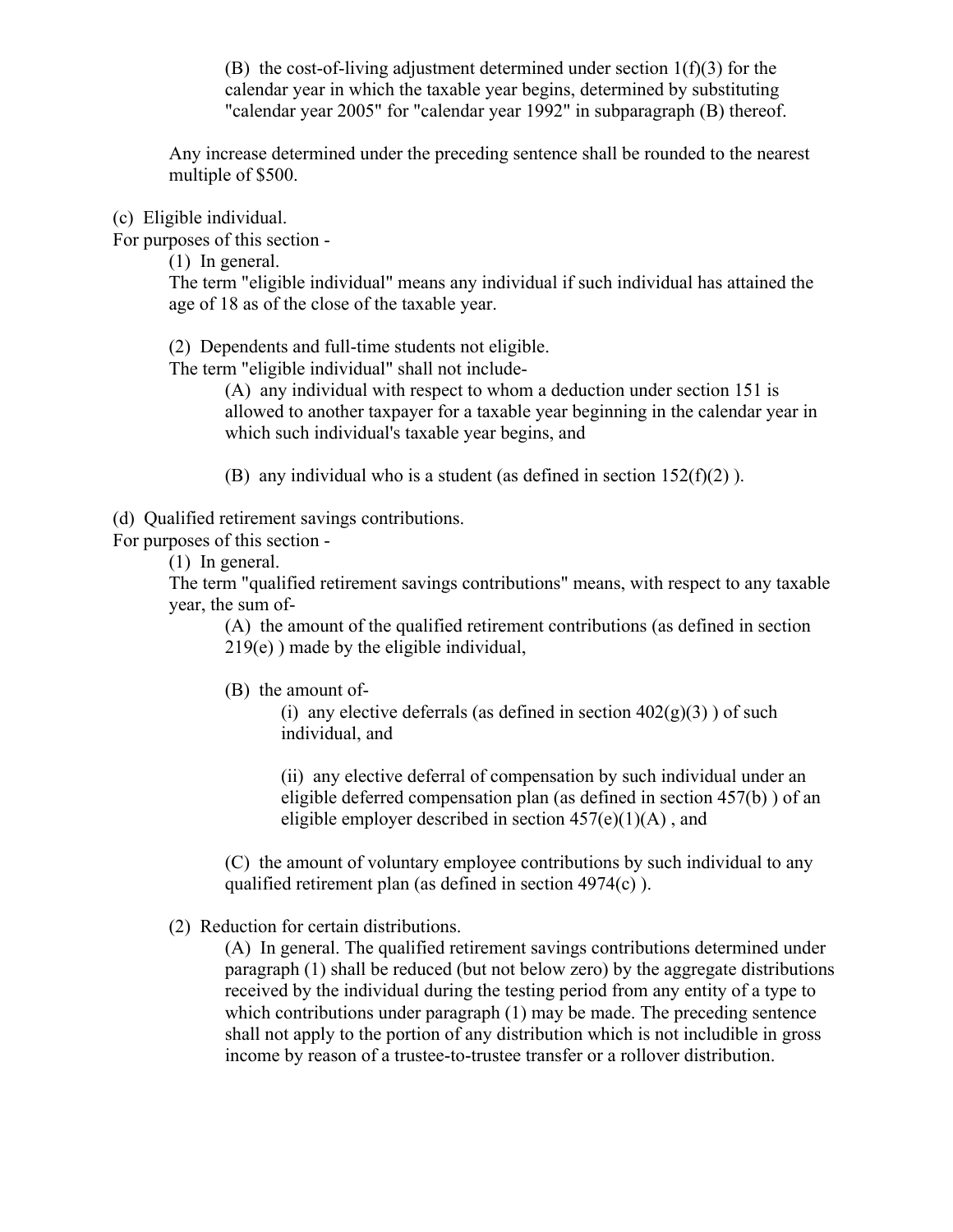(B) the cost-of-living adjustment determined under section 1(f)(3) for the calendar year in which the taxable year begins, determined by substituting "calendar year 2005" for "calendar year 1992" in subparagraph (B) thereof.

Any increase determined under the preceding sentence shall be rounded to the nearest multiple of $500.

(c) Eligible individual.
For purposes of this section -

(1) In general.
The term "eligible individual" means any individual if such individual has attained the age of 18 as of the close of the taxable year.

(2) Dependents and full-time students not eligible.
The term "eligible individual" shall not include-

(A) any individual with respect to whom a deduction under section 151 is allowed to another taxpayer for a taxable year beginning in the calendar year in which such individual's taxable year begins, and

(B) any individual who is a student (as defined in section 152(f)(2) ).

(d) Qualified retirement savings contributions.
For purposes of this section -

(1) In general.
The term "qualified retirement savings contributions" means, with respect to any taxable year, the sum of-

(A) the amount of the qualified retirement contributions (as defined in section 219(e) ) made by the eligible individual,

(B) the amount of-

(i) any elective deferrals (as defined in section 402(g)(3) ) of such individual, and

(ii) any elective deferral of compensation by such individual under an eligible deferred compensation plan (as defined in section 457(b) ) of an eligible employer described in section 457(e)(1)(A) , and

(C) the amount of voluntary employee contributions by such individual to any qualified retirement plan (as defined in section 4974(c) ).

(2) Reduction for certain distributions.

(A) In general. The qualified retirement savings contributions determined under paragraph (1) shall be reduced (but not below zero) by the aggregate distributions received by the individual during the testing period from any entity of a type to which contributions under paragraph (1) may be made. The preceding sentence shall not apply to the portion of any distribution which is not includible in gross income by reason of a trustee-to-trustee transfer or a rollover distribution.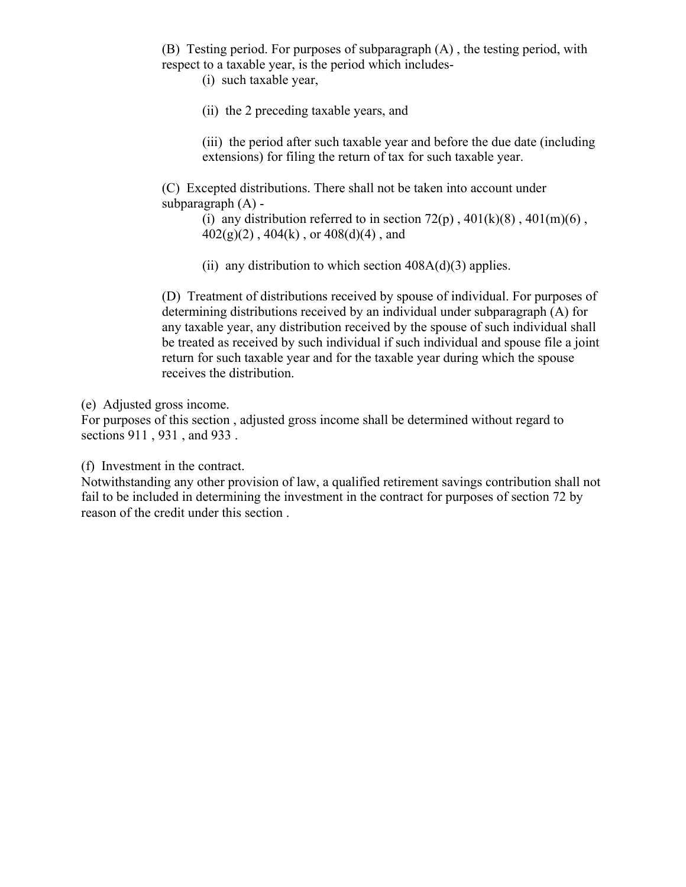(B) Testing period. For purposes of subparagraph (A) , the testing period, with respect to a taxable year, is the period which includes-

(i) such taxable year,

(ii) the 2 preceding taxable years, and

(iii) the period after such taxable year and before the due date (including extensions) for filing the return of tax for such taxable year.

(C) Excepted distributions. There shall not be taken into account under subparagraph (A) -

(i) any distribution referred to in section 72(p) , 401(k)(8) , 401(m)(6) , 402(g)(2) , 404(k) , or 408(d)(4) , and

(ii) any distribution to which section 408A(d)(3) applies.

(D) Treatment of distributions received by spouse of individual. For purposes of determining distributions received by an individual under subparagraph (A) for any taxable year, any distribution received by the spouse of such individual shall be treated as received by such individual if such individual and spouse file a joint return for such taxable year and for the taxable year during which the spouse receives the distribution.

(e) Adjusted gross income.
For purposes of this section , adjusted gross income shall be determined without regard to sections 911 , 931 , and 933 .

(f) Investment in the contract.
Notwithstanding any other provision of law, a qualified retirement savings contribution shall not fail to be included in determining the investment in the contract for purposes of section 72 by reason of the credit under this section .